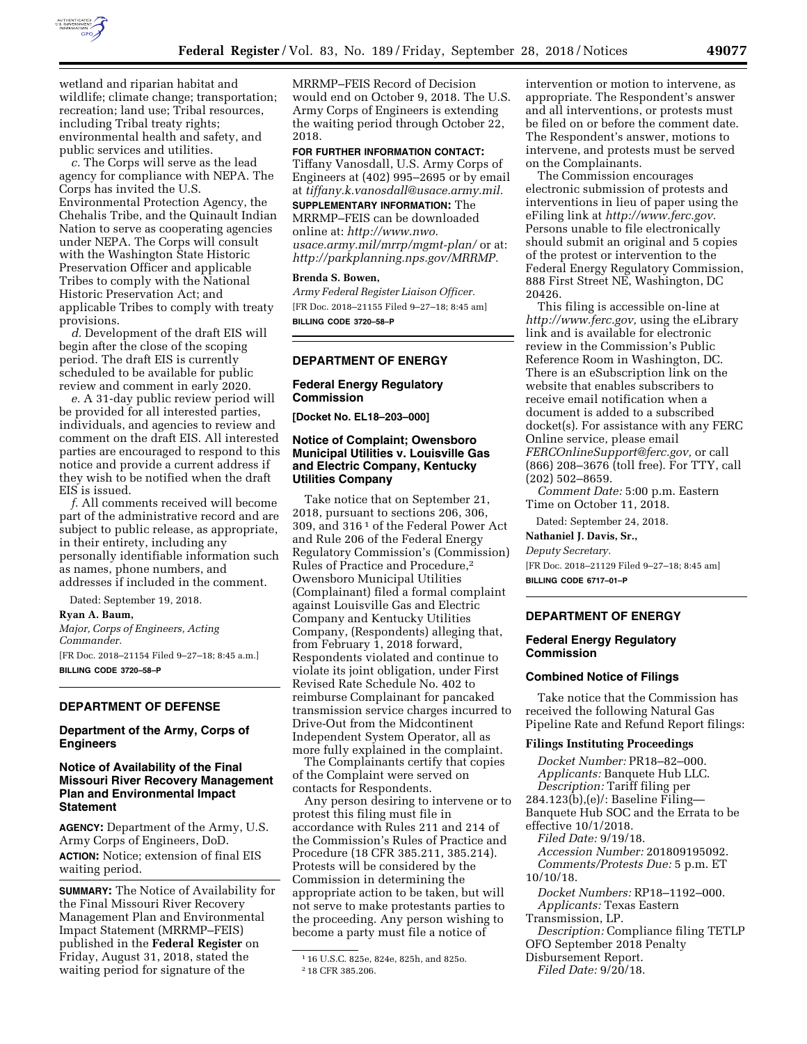wetland and riparian habitat and wildlife; climate change; transportation; recreation; land use; Tribal resources, including Tribal treaty rights; environmental health and safety, and public services and utilities.

*c.* The Corps will serve as the lead agency for compliance with NEPA. The Corps has invited the U.S. Environmental Protection Agency, the Chehalis Tribe, and the Quinault Indian Nation to serve as cooperating agencies under NEPA. The Corps will consult with the Washington State Historic Preservation Officer and applicable Tribes to comply with the National Historic Preservation Act; and applicable Tribes to comply with treaty provisions.

*d.* Development of the draft EIS will begin after the close of the scoping period. The draft EIS is currently scheduled to be available for public review and comment in early 2020.

*e.* A 31-day public review period will be provided for all interested parties, individuals, and agencies to review and comment on the draft EIS. All interested parties are encouraged to respond to this notice and provide a current address if they wish to be notified when the draft EIS is issued.

*f.* All comments received will become part of the administrative record and are subject to public release, as appropriate, in their entirety, including any personally identifiable information such as names, phone numbers, and addresses if included in the comment.

Dated: September 19, 2018.

**Ryan A. Baum,**

*Major, Corps of Engineers, Acting Commander.*

[FR Doc. 2018–21154 Filed 9–27–18; 8:45 a.m.]

**BILLING CODE 3720–58–P**

## DEPARTMENT OF DEFENSE

### Department of the Army, Corps of Engineers

### Notice of Availability of the Final Missouri River Recovery Management Plan and Environmental Impact Statement

**AGENCY:** Department of the Army, U.S. Army Corps of Engineers, DoD.

**ACTION:** Notice; extension of final EIS waiting period.

**SUMMARY:** The Notice of Availability for the Final Missouri River Recovery Management Plan and Environmental Impact Statement (MRRMP–FEIS) published in the **Federal Register** on Friday, August 31, 2018, stated the waiting period for signature of the MRRMP–FEIS Record of Decision would end on October 9, 2018. The U.S. Army Corps of Engineers is extending the waiting period through October 22, 2018.

**FOR FURTHER INFORMATION CONTACT:** Tiffany Vanosdall, U.S. Army Corps of Engineers at (402) 995–2695 or by email at *tiffany.k.vanosdall@usace.army.mil.*

**SUPPLEMENTARY INFORMATION:** The MRRMP–FEIS can be downloaded online at: *http://www.nwo.usace.army.mil/mrrp/mgmt-plan/* or at: *http://parkplanning.nps.gov/MRRMP.*

**Brenda S. Bowen,**

*Army Federal Register Liaison Officer.*

[FR Doc. 2018–21155 Filed 9–27–18; 8:45 am]

**BILLING CODE 3720–58–P**

## DEPARTMENT OF ENERGY

### Federal Energy Regulatory Commission

**[Docket No. EL18–203–000]**

### Notice of Complaint; Owensboro Municipal Utilities v. Louisville Gas and Electric Company, Kentucky Utilities Company

Take notice that on September 21, 2018, pursuant to sections 206, 306, 309, and 316 [1] of the Federal Power Act and Rule 206 of the Federal Energy Regulatory Commission's (Commission) Rules of Practice and Procedure,[2] Owensboro Municipal Utilities (Complainant) filed a formal complaint against Louisville Gas and Electric Company and Kentucky Utilities Company, (Respondents) alleging that, from February 1, 2018 forward, Respondents violated and continue to violate its joint obligation, under First Revised Rate Schedule No. 402 to reimburse Complainant for pancaked transmission service charges incurred to Drive-Out from the Midcontinent Independent System Operator, all as more fully explained in the complaint.

The Complainants certify that copies of the Complaint were served on contacts for Respondents.

Any person desiring to intervene or to protest this filing must file in accordance with Rules 211 and 214 of the Commission's Rules of Practice and Procedure (18 CFR 385.211, 385.214). Protests will be considered by the Commission in determining the appropriate action to be taken, but will not serve to make protestants parties to the proceeding. Any person wishing to become a party must file a notice of intervention or motion to intervene, as appropriate. The Respondent's answer and all interventions, or protests must be filed on or before the comment date. The Respondent's answer, motions to intervene, and protests must be served on the Complainants.

The Commission encourages electronic submission of protests and interventions in lieu of paper using the eFiling link at *http://www.ferc.gov*. Persons unable to file electronically should submit an original and 5 copies of the protest or intervention to the Federal Energy Regulatory Commission, 888 First Street NE, Washington, DC 20426.

This filing is accessible on-line at *http://www.ferc.gov,* using the eLibrary link and is available for electronic review in the Commission's Public Reference Room in Washington, DC. There is an eSubscription link on the website that enables subscribers to receive email notification when a document is added to a subscribed docket(s). For assistance with any FERC Online service, please email *FERCOnlineSupport@ferc.gov,* or call (866) 208–3676 (toll free). For TTY, call (202) 502–8659.

*Comment Date:* 5:00 p.m. Eastern Time on October 11, 2018.

Dated: September 24, 2018.

**Nathaniel J. Davis, Sr.,**

*Deputy Secretary.*

[FR Doc. 2018–21129 Filed 9–27–18; 8:45 am]

**BILLING CODE 6717–01–P**

[1] 16 U.S.C. 825e, 824e, 825h, and 825o.

[2] 18 CFR 385.206.

## DEPARTMENT OF ENERGY

### Federal Energy Regulatory Commission

### Combined Notice of Filings

Take notice that the Commission has received the following Natural Gas Pipeline Rate and Refund Report filings:

**Filings Instituting Proceedings**

*Docket Number:* PR18–82–000.
*Applicants:* Banquete Hub LLC.
*Description:* Tariff filing per 284.123(b),(e)/: Baseline Filing—Banquete Hub SOC and the Errata to be effective 10/1/2018.
*Filed Date:* 9/19/18.
*Accession Number:* 201809195092.
*Comments/Protests Due:* 5 p.m. ET 10/10/18.

*Docket Numbers:* RP18–1192–000.
*Applicants:* Texas Eastern Transmission, LP.
*Description:* Compliance filing TETLP OFO September 2018 Penalty Disbursement Report.
*Filed Date:* 9/20/18.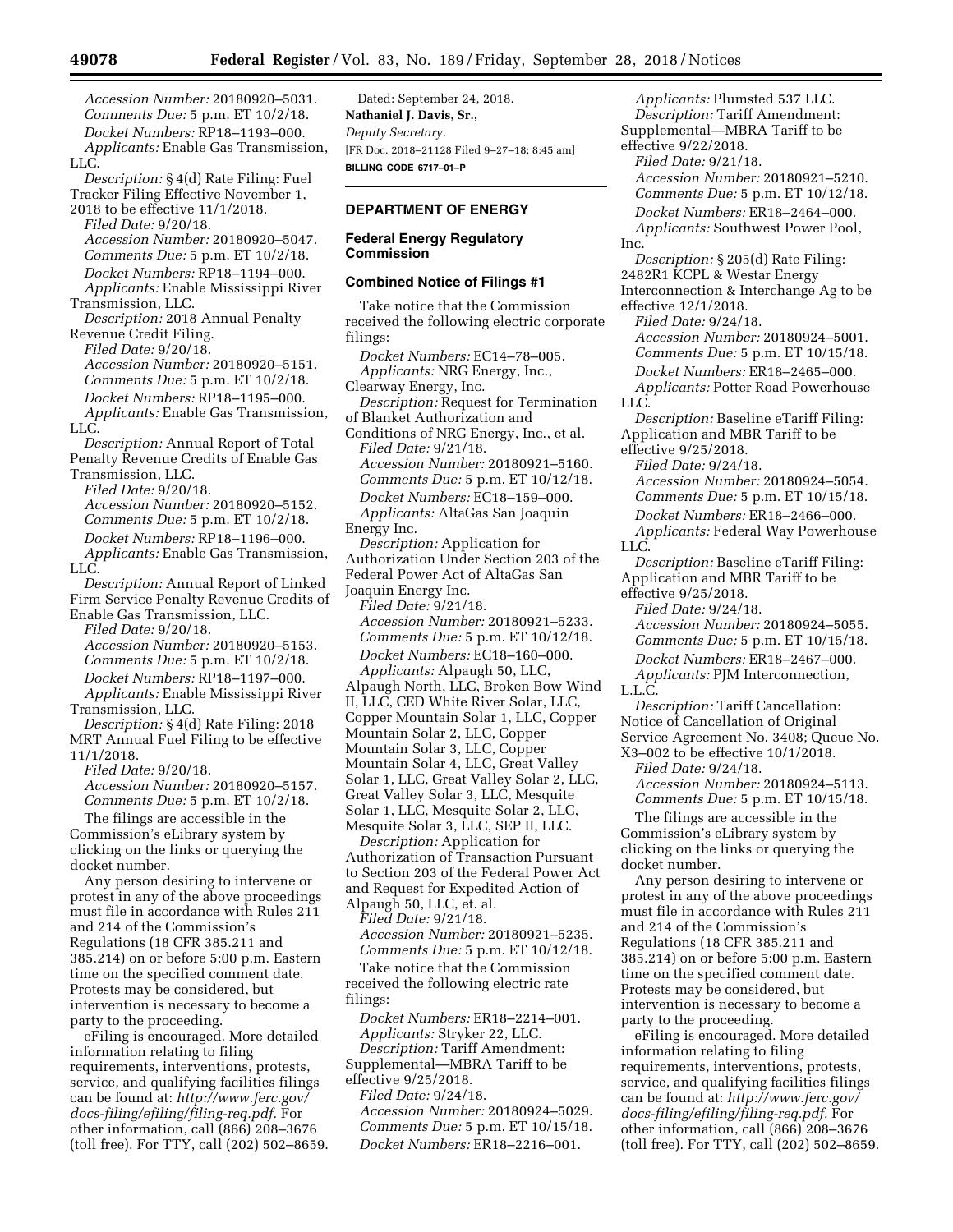*Accession Number:* 20180920–5031.
*Comments Due:* 5 p.m. ET 10/2/18.

*Docket Numbers:* RP18–1193–000.
*Applicants:* Enable Gas Transmission, LLC.
*Description:* § 4(d) Rate Filing: Fuel Tracker Filing Effective November 1, 2018 to be effective 11/1/2018.
*Filed Date:* 9/20/18.
*Accession Number:* 20180920–5047.
*Comments Due:* 5 p.m. ET 10/2/18.

*Docket Numbers:* RP18–1194–000.
*Applicants:* Enable Mississippi River Transmission, LLC.
*Description:* 2018 Annual Penalty Revenue Credit Filing.
*Filed Date:* 9/20/18.
*Accession Number:* 20180920–5151.
*Comments Due:* 5 p.m. ET 10/2/18.

*Docket Numbers:* RP18–1195–000.
*Applicants:* Enable Gas Transmission, LLC.
*Description:* Annual Report of Total Penalty Revenue Credits of Enable Gas Transmission, LLC.
*Filed Date:* 9/20/18.
*Accession Number:* 20180920–5152.
*Comments Due:* 5 p.m. ET 10/2/18.

*Docket Numbers:* RP18–1196–000.
*Applicants:* Enable Gas Transmission, LLC.
*Description:* Annual Report of Linked Firm Service Penalty Revenue Credits of Enable Gas Transmission, LLC.
*Filed Date:* 9/20/18.
*Accession Number:* 20180920–5153.
*Comments Due:* 5 p.m. ET 10/2/18.

*Docket Numbers:* RP18–1197–000.
*Applicants:* Enable Mississippi River Transmission, LLC.
*Description:* § 4(d) Rate Filing: 2018 MRT Annual Fuel Filing to be effective 11/1/2018.
*Filed Date:* 9/20/18.
*Accession Number:* 20180920–5157.
*Comments Due:* 5 p.m. ET 10/2/18.

The filings are accessible in the Commission's eLibrary system by clicking on the links or querying the docket number.

Any person desiring to intervene or protest in any of the above proceedings must file in accordance with Rules 211 and 214 of the Commission's Regulations (18 CFR 385.211 and 385.214) on or before 5:00 p.m. Eastern time on the specified comment date. Protests may be considered, but intervention is necessary to become a party to the proceeding.

eFiling is encouraged. More detailed information relating to filing requirements, interventions, protests, service, and qualifying facilities filings can be found at: *http://www.ferc.gov/docs-filing/efiling/filing-req.pdf.* For other information, call (866) 208–3676 (toll free). For TTY, call (202) 502–8659.

Dated: September 24, 2018.

**Nathaniel J. Davis, Sr.,**
*Deputy Secretary.*

[FR Doc. 2018–21128 Filed 9–27–18; 8:45 am]

**BILLING CODE 6717–01–P**

## DEPARTMENT OF ENERGY

### Federal Energy Regulatory Commission

### Combined Notice of Filings #1

Take notice that the Commission received the following electric corporate filings:

*Docket Numbers:* EC14–78–005.
*Applicants:* NRG Energy, Inc., Clearway Energy, Inc.
*Description:* Request for Termination of Blanket Authorization and Conditions of NRG Energy, Inc., et al.
*Filed Date:* 9/21/18.
*Accession Number:* 20180921–5160.
*Comments Due:* 5 p.m. ET 10/12/18.

*Docket Numbers:* EC18–159–000.
*Applicants:* AltaGas San Joaquin Energy Inc.
*Description:* Application for Authorization Under Section 203 of the Federal Power Act of AltaGas San Joaquin Energy Inc.
*Filed Date:* 9/21/18.
*Accession Number:* 20180921–5233.
*Comments Due:* 5 p.m. ET 10/12/18.

*Docket Numbers:* EC18–160–000.
*Applicants:* Alpaugh 50, LLC, Alpaugh North, LLC, Broken Bow Wind II, LLC, CED White River Solar, LLC, Copper Mountain Solar 1, LLC, Copper Mountain Solar 2, LLC, Copper Mountain Solar 3, LLC, Copper Mountain Solar 4, LLC, Great Valley Solar 1, LLC, Great Valley Solar 2, LLC, Great Valley Solar 3, LLC, Mesquite Solar 1, LLC, Mesquite Solar 2, LLC, Mesquite Solar 3, LLC, SEP II, LLC.
*Description:* Application for Authorization of Transaction Pursuant to Section 203 of the Federal Power Act and Request for Expedited Action of Alpaugh 50, LLC, et. al.
*Filed Date:* 9/21/18.
*Accession Number:* 20180921–5235.
*Comments Due:* 5 p.m. ET 10/12/18.

Take notice that the Commission received the following electric rate filings:

*Docket Numbers:* ER18–2214–001.
*Applicants:* Stryker 22, LLC.
*Description:* Tariff Amendment: Supplemental—MBRA Tariff to be effective 9/25/2018.
*Filed Date:* 9/24/18.
*Accession Number:* 20180924–5029.
*Comments Due:* 5 p.m. ET 10/15/18.

*Docket Numbers:* ER18–2216–001.
*Applicants:* Plumsted 537 LLC.
*Description:* Tariff Amendment: Supplemental—MBRA Tariff to be effective 9/22/2018.
*Filed Date:* 9/21/18.
*Accession Number:* 20180921–5210.
*Comments Due:* 5 p.m. ET 10/12/18.

*Docket Numbers:* ER18–2464–000.
*Applicants:* Southwest Power Pool, Inc.
*Description:* § 205(d) Rate Filing: 2482R1 KCPL & Westar Energy Interconnection & Interchange Ag to be effective 12/1/2018.
*Filed Date:* 9/24/18.
*Accession Number:* 20180924–5001.
*Comments Due:* 5 p.m. ET 10/15/18.

*Docket Numbers:* ER18–2465–000.
*Applicants:* Potter Road Powerhouse LLC.
*Description:* Baseline eTariff Filing: Application and MBR Tariff to be effective 9/25/2018.
*Filed Date:* 9/24/18.
*Accession Number:* 20180924–5054.
*Comments Due:* 5 p.m. ET 10/15/18.

*Docket Numbers:* ER18–2466–000.
*Applicants:* Federal Way Powerhouse LLC.
*Description:* Baseline eTariff Filing: Application and MBR Tariff to be effective 9/25/2018.
*Filed Date:* 9/24/18.
*Accession Number:* 20180924–5055.
*Comments Due:* 5 p.m. ET 10/15/18.

*Docket Numbers:* ER18–2467–000.
*Applicants:* PJM Interconnection, L.L.C.
*Description:* Tariff Cancellation: Notice of Cancellation of Original Service Agreement No. 3408; Queue No. X3–002 to be effective 10/1/2018.
*Filed Date:* 9/24/18.
*Accession Number:* 20180924–5113.
*Comments Due:* 5 p.m. ET 10/15/18.

The filings are accessible in the Commission's eLibrary system by clicking on the links or querying the docket number.

Any person desiring to intervene or protest in any of the above proceedings must file in accordance with Rules 211 and 214 of the Commission's Regulations (18 CFR 385.211 and 385.214) on or before 5:00 p.m. Eastern time on the specified comment date. Protests may be considered, but intervention is necessary to become a party to the proceeding.

eFiling is encouraged. More detailed information relating to filing requirements, interventions, protests, service, and qualifying facilities filings can be found at: *http://www.ferc.gov/docs-filing/efiling/filing-req.pdf.* For other information, call (866) 208–3676 (toll free). For TTY, call (202) 502–8659.